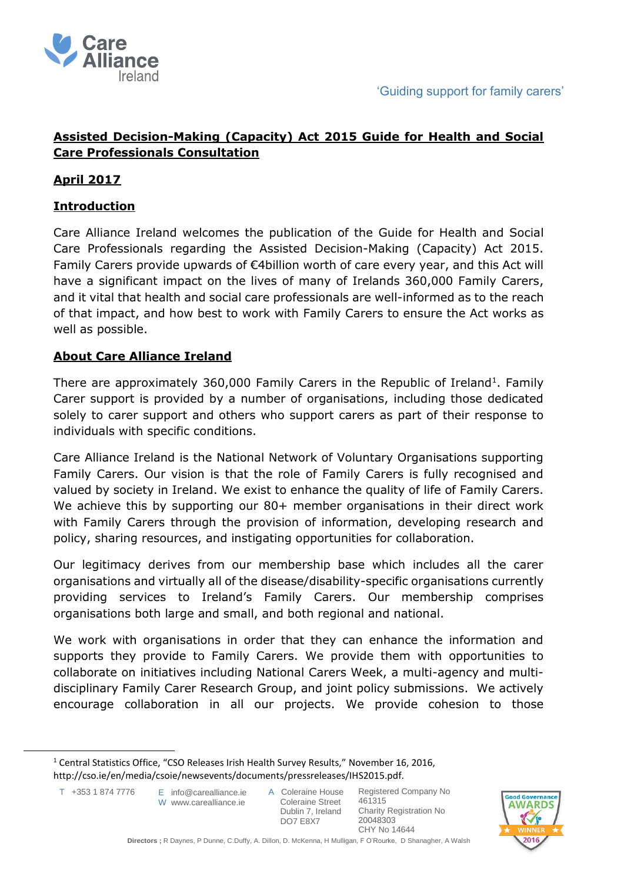'Guiding support for family carers'

# Assisted Decision-Making (Capacity) Act 2015 Guide for Health and Social Care Professionals Consultation

**April 2017**

## Introduction

Care Alliance Ireland welcomes the publication of the Guide for Health and Social Care Professionals regarding the Assisted Decision-Making (Capacity) Act 2015. Family Carers provide upwards of €4billion worth of care every year, and this Act will have a significant impact on the lives of many of Irelands 360,000 Family Carers, and it vital that health and social care professionals are well-informed as to the reach of that impact, and how best to work with Family Carers to ensure the Act works as well as possible.

## About Care Alliance Ireland

There are approximately 360,000 Family Carers in the Republic of Ireland[1]. Family Carer support is provided by a number of organisations, including those dedicated solely to carer support and others who support carers as part of their response to individuals with specific conditions.

Care Alliance Ireland is the National Network of Voluntary Organisations supporting Family Carers. Our vision is that the role of Family Carers is fully recognised and valued by society in Ireland. We exist to enhance the quality of life of Family Carers. We achieve this by supporting our 80+ member organisations in their direct work with Family Carers through the provision of information, developing research and policy, sharing resources, and instigating opportunities for collaboration.

Our legitimacy derives from our membership base which includes all the carer organisations and virtually all of the disease/disability-specific organisations currently providing services to Ireland's Family Carers. Our membership comprises organisations both large and small, and both regional and national.

We work with organisations in order that they can enhance the information and supports they provide to Family Carers. We provide them with opportunities to collaborate on initiatives including National Carers Week, a multi-agency and multi-disciplinary Family Carer Research Group, and joint policy submissions. We actively encourage collaboration in all our projects. We provide cohesion to those

[1] Central Statistics Office, "CSO Releases Irish Health Survey Results," November 16, 2016, http://cso.ie/en/media/csoie/newsevents/documents/pressreleases/IHS2015.pdf.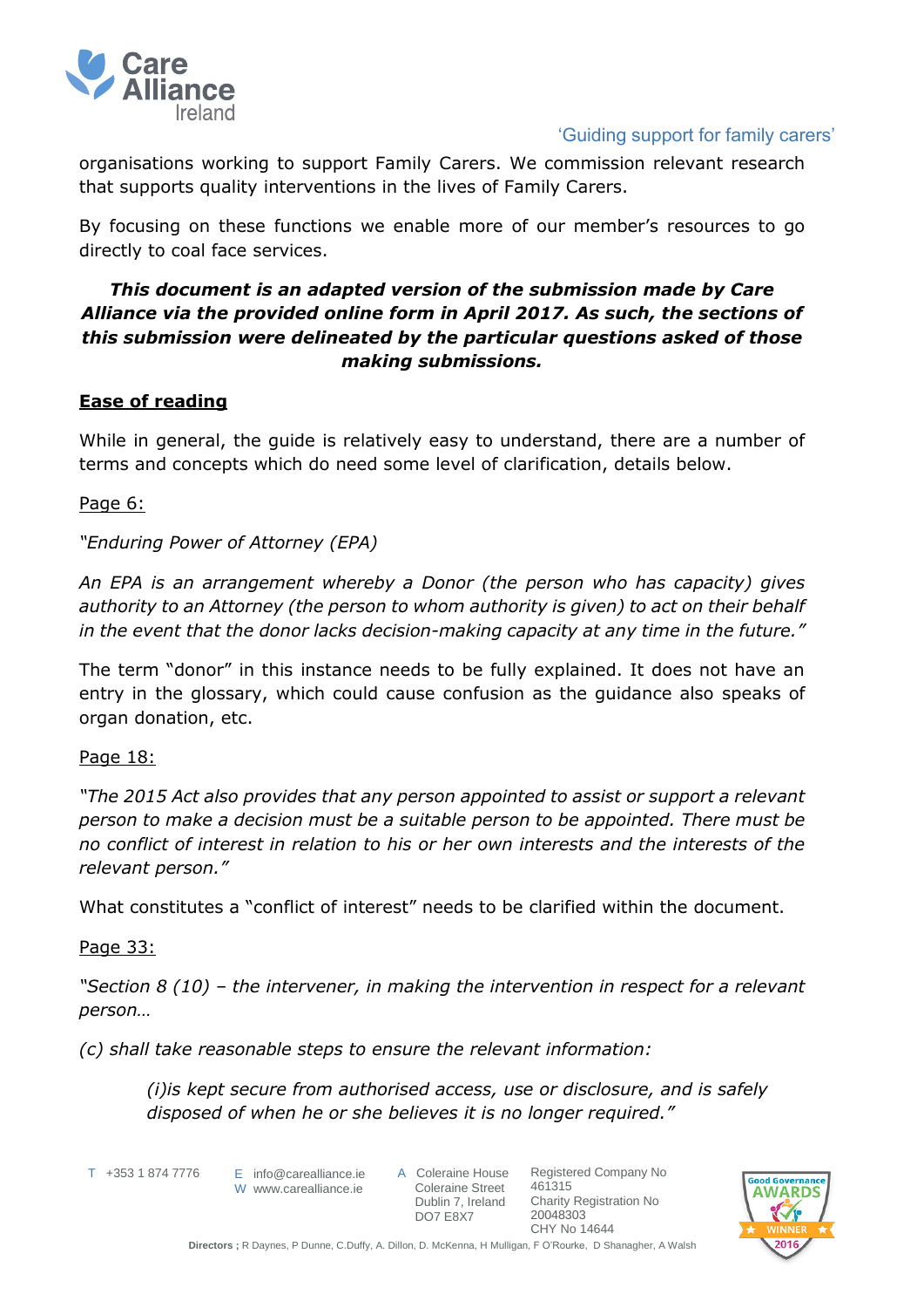organisations working to support Family Carers. We commission relevant research that supports quality interventions in the lives of Family Carers.

By focusing on these functions we enable more of our member's resources to go directly to coal face services.

***This document is an adapted version of the submission made by Care Alliance via the provided online form in April 2017. As such, the sections of this submission were delineated by the particular questions asked of those making submissions.***

## Ease of reading

While in general, the guide is relatively easy to understand, there are a number of terms and concepts which do need some level of clarification, details below.

Page 6:

*"Enduring Power of Attorney (EPA)*

*An EPA is an arrangement whereby a Donor (the person who has capacity) gives authority to an Attorney (the person to whom authority is given) to act on their behalf in the event that the donor lacks decision-making capacity at any time in the future."*

The term "donor" in this instance needs to be fully explained. It does not have an entry in the glossary, which could cause confusion as the guidance also speaks of organ donation, etc.

Page 18:

*"The 2015 Act also provides that any person appointed to assist or support a relevant person to make a decision must be a suitable person to be appointed. There must be no conflict of interest in relation to his or her own interests and the interests of the relevant person."*

What constitutes a "conflict of interest" needs to be clarified within the document.

Page 33:

*"Section 8 (10) – the intervener, in making the intervention in respect for a relevant person…*

*(c) shall take reasonable steps to ensure the relevant information:*

> *(i)is kept secure from authorised access, use or disclosure, and is safely disposed of when he or she believes it is no longer required."*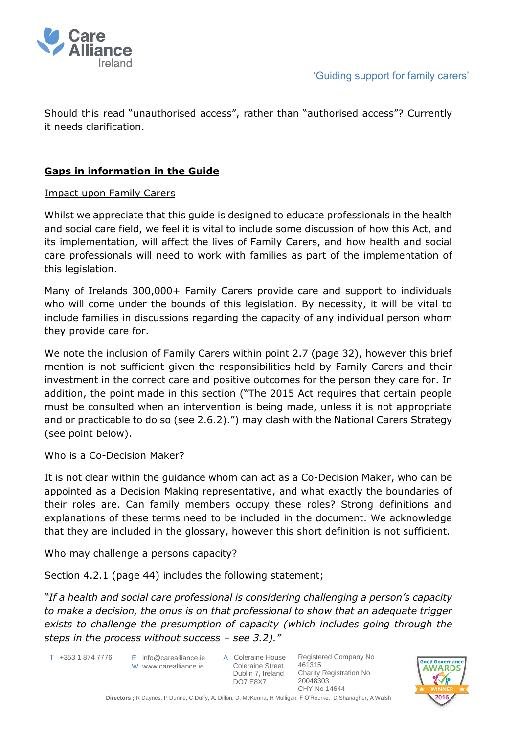Should this read "unauthorised access", rather than "authorised access"? Currently it needs clarification.

## **<u>Gaps in information in the Guide</u>**

<u>Impact upon Family Carers</u>

Whilst we appreciate that this guide is designed to educate professionals in the health and social care field, we feel it is vital to include some discussion of how this Act, and its implementation, will affect the lives of Family Carers, and how health and social care professionals will need to work with families as part of the implementation of this legislation.

Many of Irelands 300,000+ Family Carers provide care and support to individuals who will come under the bounds of this legislation. By necessity, it will be vital to include families in discussions regarding the capacity of any individual person whom they provide care for.

We note the inclusion of Family Carers within point 2.7 (page 32), however this brief mention is not sufficient given the responsibilities held by Family Carers and their investment in the correct care and positive outcomes for the person they care for. In addition, the point made in this section ("The 2015 Act requires that certain people must be consulted when an intervention is being made, unless it is not appropriate and or practicable to do so (see 2.6.2).") may clash with the National Carers Strategy (see point below).

<u>Who is a Co-Decision Maker?</u>

It is not clear within the guidance whom can act as a Co-Decision Maker, who can be appointed as a Decision Making representative, and what exactly the boundaries of their roles are. Can family members occupy these roles? Strong definitions and explanations of these terms need to be included in the document. We acknowledge that they are included in the glossary, however this short definition is not sufficient.

<u>Who may challenge a persons capacity?</u>

Section 4.2.1 (page 44) includes the following statement;

*"If a health and social care professional is considering challenging a person's capacity to make a decision, the onus is on that professional to show that an adequate trigger exists to challenge the presumption of capacity (which includes going through the steps in the process without success – see 3.2)."*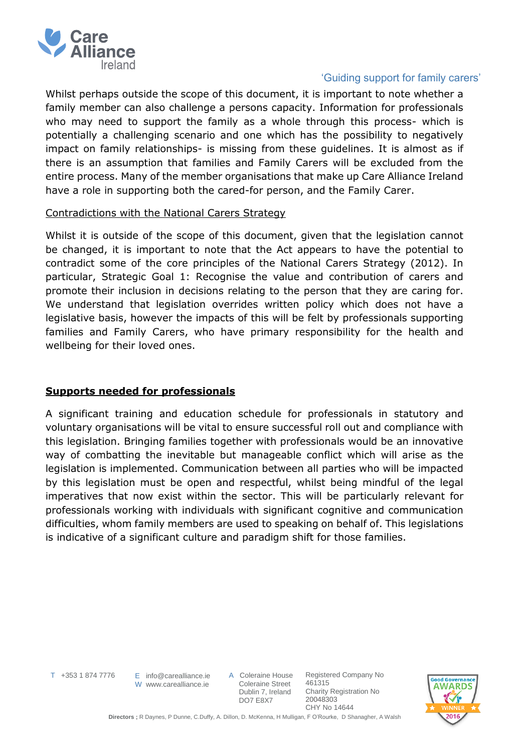Whilst perhaps outside the scope of this document, it is important to note whether a family member can also challenge a persons capacity. Information for professionals who may need to support the family as a whole through this process- which is potentially a challenging scenario and one which has the possibility to negatively impact on family relationships- is missing from these guidelines. It is almost as if there is an assumption that families and Family Carers will be excluded from the entire process. Many of the member organisations that make up Care Alliance Ireland have a role in supporting both the cared-for person, and the Family Carer.

<u>Contradictions with the National Carers Strategy</u>

Whilst it is outside of the scope of this document, given that the legislation cannot be changed, it is important to note that the Act appears to have the potential to contradict some of the core principles of the National Carers Strategy (2012). In particular, Strategic Goal 1: Recognise the value and contribution of carers and promote their inclusion in decisions relating to the person that they are caring for. We understand that legislation overrides written policy which does not have a legislative basis, however the impacts of this will be felt by professionals supporting families and Family Carers, who have primary responsibility for the health and wellbeing for their loved ones.

## <u>Supports needed for professionals</u>

A significant training and education schedule for professionals in statutory and voluntary organisations will be vital to ensure successful roll out and compliance with this legislation. Bringing families together with professionals would be an innovative way of combatting the inevitable but manageable conflict which will arise as the legislation is implemented. Communication between all parties who will be impacted by this legislation must be open and respectful, whilst being mindful of the legal imperatives that now exist within the sector. This will be particularly relevant for professionals working with individuals with significant cognitive and communication difficulties, whom family members are used to speaking on behalf of. This legislations is indicative of a significant culture and paradigm shift for those families.